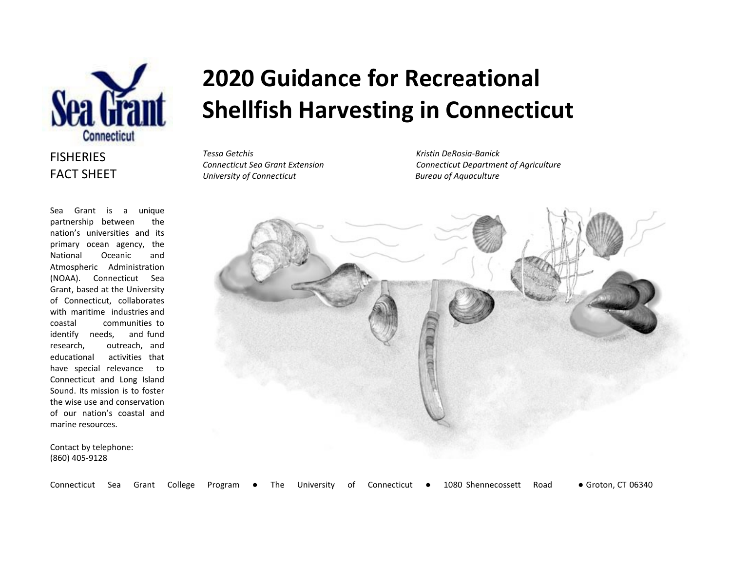# 2020 Guidance for Recreational Shellfish Harvesting in Connecticut

FISHERIES FACT SHEET

*Tessa Getchis*
*Connecticut Sea Grant Extension*
*University of Connecticut*

*Kristin DeRosia-Banick*
*Connecticut Department of Agriculture*
*Bureau of Aquaculture*

Sea Grant is a unique partnership between the nation's universities and its primary ocean agency, the National Oceanic and Atmospheric Administration (NOAA). Connecticut Sea Grant, based at the University of Connecticut, collaborates with maritime industries and coastal communities to identify needs, and fund research, outreach, and educational activities that have special relevance to Connecticut and Long Island Sound. Its mission is to foster the wise use and conservation of our nation's coastal and marine resources.

Contact by telephone:
(860) 405-9128

Connecticut Sea Grant College Program ● The University of Connecticut ● 1080 Shennecossett Road ● Groton, CT 06340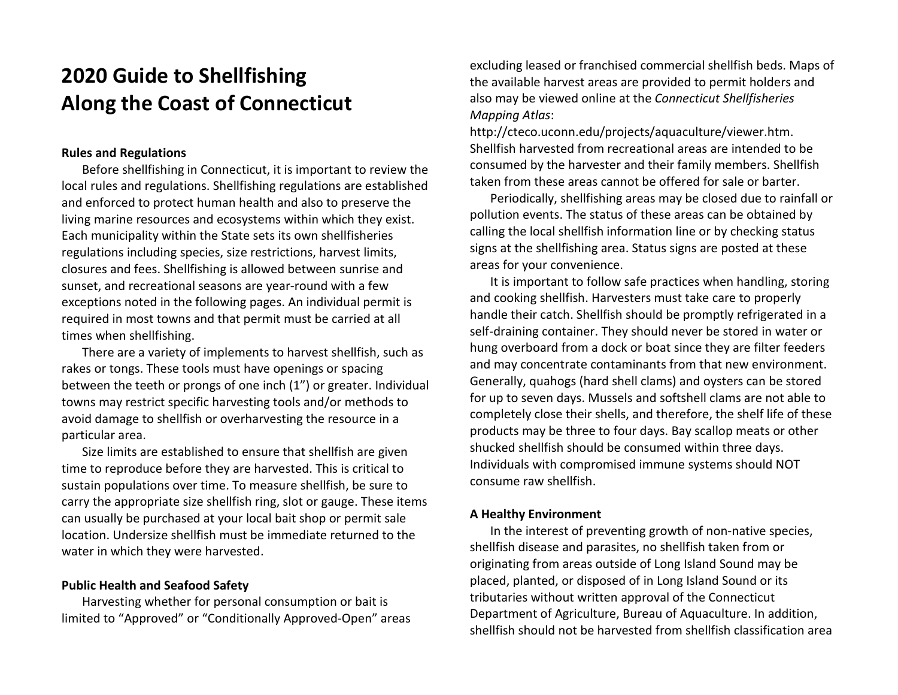# 2020 Guide to Shellfishing Along the Coast of Connecticut

**Rules and Regulations**

Before shellfishing in Connecticut, it is important to review the local rules and regulations. Shellfishing regulations are established and enforced to protect human health and also to preserve the living marine resources and ecosystems within which they exist. Each municipality within the State sets its own shellfisheries regulations including species, size restrictions, harvest limits, closures and fees. Shellfishing is allowed between sunrise and sunset, and recreational seasons are year-round with a few exceptions noted in the following pages. An individual permit is required in most towns and that permit must be carried at all times when shellfishing.

There are a variety of implements to harvest shellfish, such as rakes or tongs. These tools must have openings or spacing between the teeth or prongs of one inch (1") or greater. Individual towns may restrict specific harvesting tools and/or methods to avoid damage to shellfish or overharvesting the resource in a particular area.

Size limits are established to ensure that shellfish are given time to reproduce before they are harvested. This is critical to sustain populations over time. To measure shellfish, be sure to carry the appropriate size shellfish ring, slot or gauge. These items can usually be purchased at your local bait shop or permit sale location. Undersize shellfish must be immediate returned to the water in which they were harvested.

**Public Health and Seafood Safety**

Harvesting whether for personal consumption or bait is limited to "Approved" or "Conditionally Approved-Open" areas excluding leased or franchised commercial shellfish beds. Maps of the available harvest areas are provided to permit holders and also may be viewed online at the *Connecticut Shellfisheries Mapping Atlas*: http://cteco.uconn.edu/projects/aquaculture/viewer.htm. Shellfish harvested from recreational areas are intended to be consumed by the harvester and their family members. Shellfish taken from these areas cannot be offered for sale or barter.

Periodically, shellfishing areas may be closed due to rainfall or pollution events. The status of these areas can be obtained by calling the local shellfish information line or by checking status signs at the shellfishing area. Status signs are posted at these areas for your convenience.

It is important to follow safe practices when handling, storing and cooking shellfish. Harvesters must take care to properly handle their catch. Shellfish should be promptly refrigerated in a self-draining container. They should never be stored in water or hung overboard from a dock or boat since they are filter feeders and may concentrate contaminants from that new environment. Generally, quahogs (hard shell clams) and oysters can be stored for up to seven days. Mussels and softshell clams are not able to completely close their shells, and therefore, the shelf life of these products may be three to four days. Bay scallop meats or other shucked shellfish should be consumed within three days. Individuals with compromised immune systems should NOT consume raw shellfish.

**A Healthy Environment**

In the interest of preventing growth of non-native species, shellfish disease and parasites, no shellfish taken from or originating from areas outside of Long Island Sound may be placed, planted, or disposed of in Long Island Sound or its tributaries without written approval of the Connecticut Department of Agriculture, Bureau of Aquaculture. In addition, shellfish should not be harvested from shellfish classification area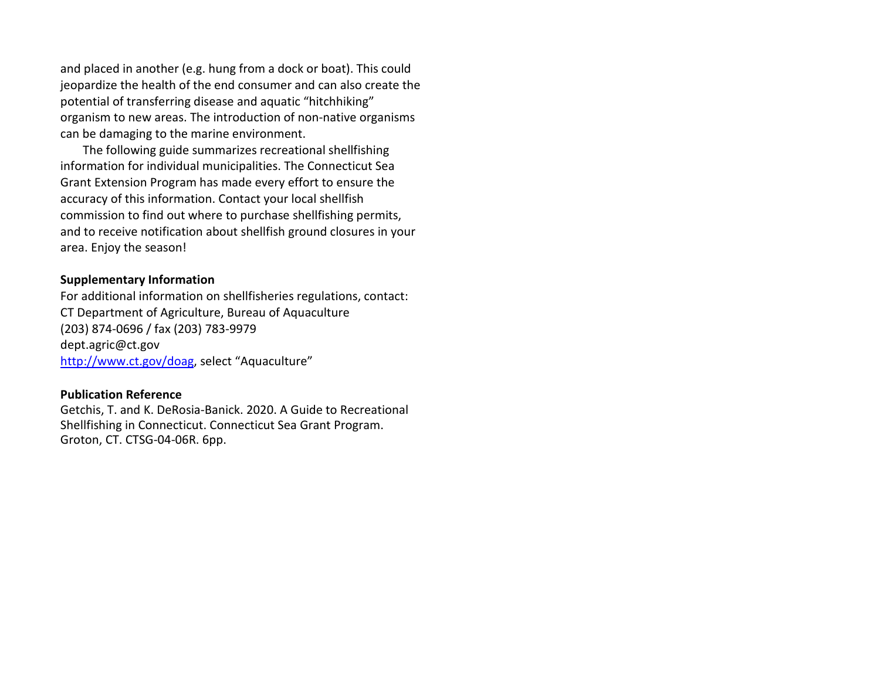and placed in another (e.g. hung from a dock or boat). This could jeopardize the health of the end consumer and can also create the potential of transferring disease and aquatic "hitchhiking" organism to new areas. The introduction of non-native organisms can be damaging to the marine environment.

The following guide summarizes recreational shellfishing information for individual municipalities. The Connecticut Sea Grant Extension Program has made every effort to ensure the accuracy of this information. Contact your local shellfish commission to find out where to purchase shellfishing permits, and to receive notification about shellfish ground closures in your area. Enjoy the season!

**Supplementary Information**

For additional information on shellfisheries regulations, contact:
CT Department of Agriculture, Bureau of Aquaculture
(203) 874-0696 / fax (203) 783-9979
dept.agric@ct.gov
http://www.ct.gov/doag, select "Aquaculture"

**Publication Reference**

Getchis, T. and K. DeRosia-Banick. 2020. A Guide to Recreational Shellfishing in Connecticut. Connecticut Sea Grant Program. Groton, CT. CTSG-04-06R. 6pp.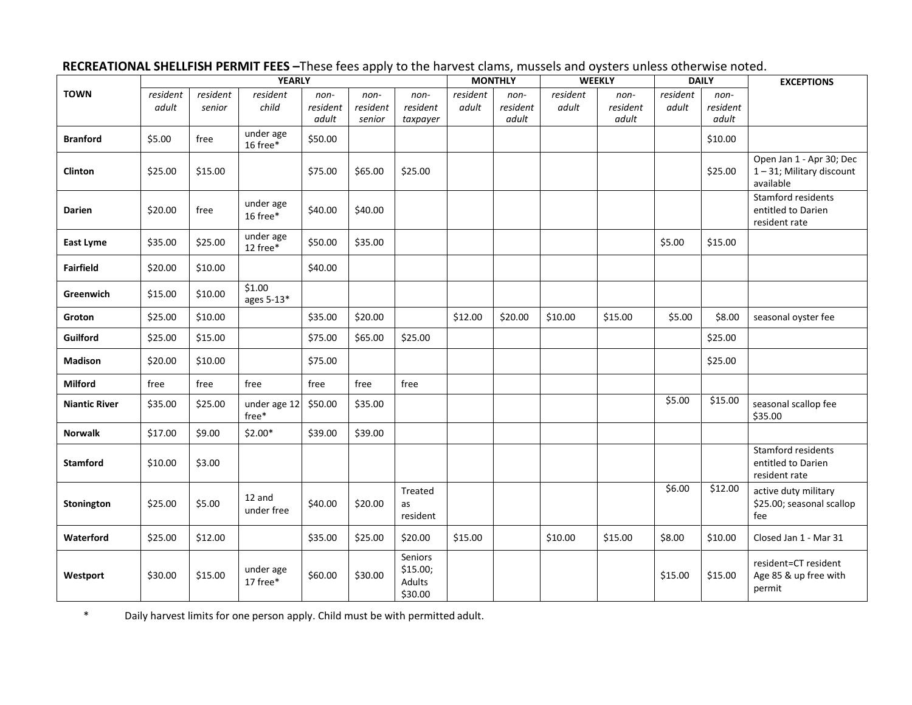**RECREATIONAL SHELLFISH PERMIT FEES –**These fees apply to the harvest clams, mussels and oysters unless otherwise noted.

| TOWN | YEARLY | | | | | | MONTHLY | | WEEKLY | | DAILY | | EXCEPTIONS |
|---|---|---|---|---|---|---|---|---|---|---|---|---|---|
| | *resident adult* | *resident senior* | *resident child* | *non-resident adult* | *non-resident senior* | *non-resident taxpayer* | *resident adult* | *non-resident adult* | *resident adult* | *non-resident adult* | *resident adult* | *non-resident adult* | |
| **Branford** | $5.00 | free | under age 16 free* | $50.00 | | | | | | | | $10.00 | |
| **Clinton** | $25.00 | $15.00 | | $75.00 | $65.00 | $25.00 | | | | | | $25.00 | Open Jan 1 - Apr 30; Dec 1 – 31; Military discount available |
| **Darien** | $20.00 | free | under age 16 free* | $40.00 | $40.00 | | | | | | | | Stamford residents entitled to Darien resident rate |
| **East Lyme** | $35.00 | $25.00 | under age 12 free* | $50.00 | $35.00 | | | | | | $5.00 | $15.00 | |
| **Fairfield** | $20.00 | $10.00 | | $40.00 | | | | | | | | | |
| **Greenwich** | $15.00 | $10.00 | $1.00 ages 5-13* | | | | | | | | | | |
| **Groton** | $25.00 | $10.00 | | $35.00 | $20.00 | | $12.00 | $20.00 | $10.00 | $15.00 | $5.00 | $8.00 | seasonal oyster fee |
| **Guilford** | $25.00 | $15.00 | | $75.00 | $65.00 | $25.00 | | | | | | $25.00 | |
| **Madison** | $20.00 | $10.00 | | $75.00 | | | | | | | | $25.00 | |
| **Milford** | free | free | free | free | free | free | | | | | | | |
| **Niantic River** | $35.00 | $25.00 | under age 12 free* | $50.00 | $35.00 | | | | | | $5.00 | $15.00 | seasonal scallop fee $35.00 |
| **Norwalk** | $17.00 | $9.00 | $2.00* | $39.00 | $39.00 | | | | | | | | |
| **Stamford** | $10.00 | $3.00 | | | | | | | | | | | Stamford residents entitled to Darien resident rate |
| **Stonington** | $25.00 | $5.00 | 12 and under free | $40.00 | $20.00 | Treated as resident | | | | | $6.00 | $12.00 | active duty military $25.00; seasonal scallop fee |
| **Waterford** | $25.00 | $12.00 | | $35.00 | $25.00 | $20.00 | $15.00 | | $10.00 | $15.00 | $8.00 | $10.00 | Closed Jan 1 - Mar 31 |
| **Westport** | $30.00 | $15.00 | under age 17 free* | $60.00 | $30.00 | Seniors $15.00; Adults $30.00 | | | | | $15.00 | $15.00 | resident=CT resident Age 85 & up free with permit |

\* Daily harvest limits for one person apply. Child must be with permitted adult.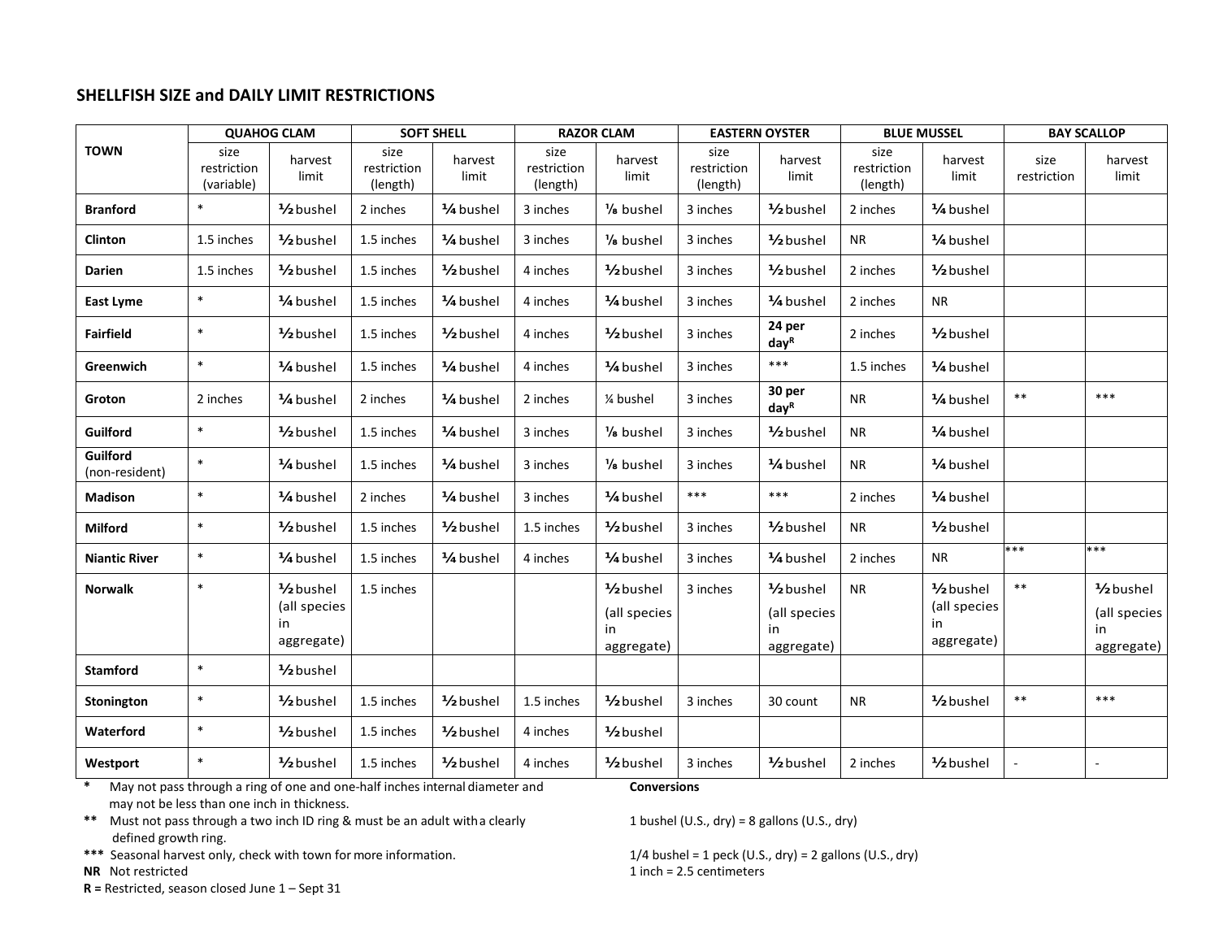## SHELLFISH SIZE and DAILY LIMIT RESTRICTIONS

| TOWN | QUAHOG CLAM | | SOFT SHELL | | RAZOR CLAM | | EASTERN OYSTER | | BLUE MUSSEL | | BAY SCALLOP | |
|---|---|---|---|---|---|---|---|---|---|---|---|---|
| | size restriction (variable) | harvest limit | size restriction (length) | harvest limit | size restriction (length) | harvest limit | size restriction (length) | harvest limit | size restriction (length) | harvest limit | size restriction | harvest limit |
| **Branford** | * | ½ bushel | 2 inches | ¼ bushel | 3 inches | ⅛ bushel | 3 inches | ½ bushel | 2 inches | ¼ bushel | | |
| **Clinton** | 1.5 inches | ½ bushel | 1.5 inches | ¼ bushel | 3 inches | ⅛ bushel | 3 inches | ½ bushel | NR | ¼ bushel | | |
| **Darien** | 1.5 inches | ½ bushel | 1.5 inches | ½ bushel | 4 inches | ½ bushel | 3 inches | ½ bushel | 2 inches | ½ bushel | | |
| **East Lyme** | * | ¼ bushel | 1.5 inches | ¼ bushel | 4 inches | ¼ bushel | 3 inches | ¼ bushel | 2 inches | NR | | |
| **Fairfield** | * | ½ bushel | 1.5 inches | ½ bushel | 4 inches | ½ bushel | 3 inches | **24 per day**[R] | 2 inches | ½ bushel | | |
| **Greenwich** | * | ¼ bushel | 1.5 inches | ¼ bushel | 4 inches | ¼ bushel | 3 inches | *** | 1.5 inches | ¼ bushel | | |
| **Groton** | 2 inches | ¼ bushel | 2 inches | ¼ bushel | 2 inches | ¼ bushel | 3 inches | **30 per day**[R] | NR | ¼ bushel | ** | *** |
| **Guilford** | * | ½ bushel | 1.5 inches | ¼ bushel | 3 inches | ⅛ bushel | 3 inches | ½ bushel | NR | ¼ bushel | | |
| **Guilford** (non-resident) | * | ¼ bushel | 1.5 inches | ¼ bushel | 3 inches | ⅛ bushel | 3 inches | ¼ bushel | NR | ¼ bushel | | |
| **Madison** | * | ¼ bushel | 2 inches | ¼ bushel | 3 inches | ¼ bushel | *** | *** | 2 inches | ¼ bushel | | |
| **Milford** | * | ½ bushel | 1.5 inches | ½ bushel | 1.5 inches | ½ bushel | 3 inches | ½ bushel | NR | ½ bushel | | |
| **Niantic River** | * | ¼ bushel | 1.5 inches | ¼ bushel | 4 inches | ¼ bushel | 3 inches | ¼ bushel | 2 inches | NR | *** | *** |
| **Norwalk** | * | ½ bushel (all species in aggregate) | 1.5 inches | | | ½ bushel (all species in aggregate) | 3 inches | ½ bushel (all species in aggregate) | NR | ½ bushel (all species in aggregate) | ** | ½ bushel (all species in aggregate) |
| **Stamford** | * | ½ bushel | | | | | | | | | | |
| **Stonington** | * | ½ bushel | 1.5 inches | ½ bushel | 1.5 inches | ½ bushel | 3 inches | 30 count | NR | ½ bushel | ** | *** |
| **Waterford** | * | ½ bushel | 1.5 inches | ½ bushel | 4 inches | ½ bushel | | | | | | |
| **Westport** | * | ½ bushel | 1.5 inches | ½ bushel | 4 inches | ½ bushel | 3 inches | ½ bushel | 2 inches | ½ bushel | - | - |

\* May not pass through a ring of one and one-half inches internal diameter and may not be less than one inch in thickness.

\*\* Must not pass through a two inch ID ring & must be an adult with a clearly defined growth ring.

\*\*\* Seasonal harvest only, check with town for more information.

NR Not restricted

**R =** Restricted, season closed June 1 – Sept 31

**Conversions**

1 bushel (U.S., dry) = 8 gallons (U.S., dry)

1/4 bushel = 1 peck (U.S., dry) = 2 gallons (U.S., dry)

1 inch = 2.5 centimeters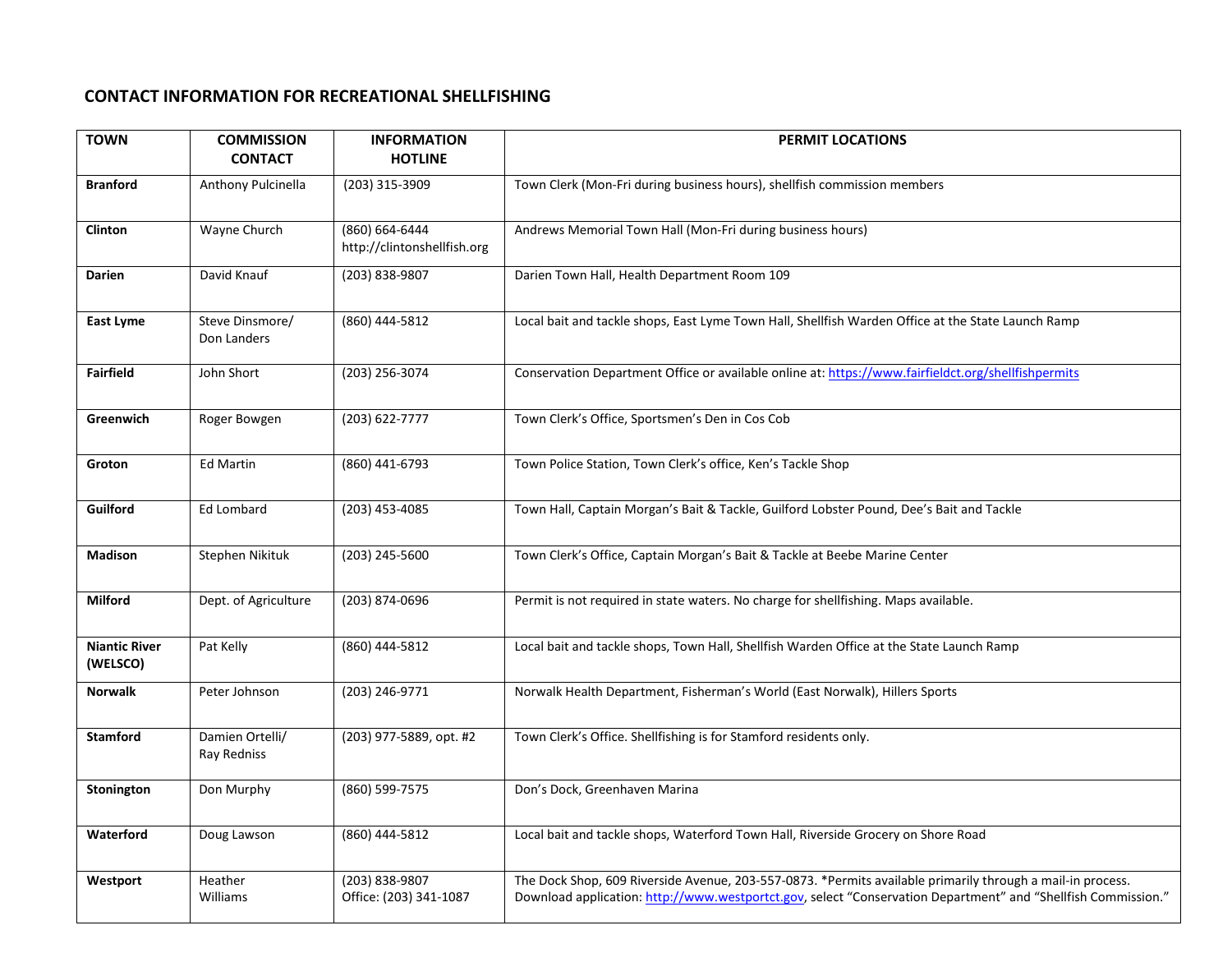## CONTACT INFORMATION FOR RECREATIONAL SHELLFISHING

| TOWN | COMMISSION CONTACT | INFORMATION HOTLINE | PERMIT LOCATIONS |
|---|---|---|---|
| **Branford** | Anthony Pulcinella | (203) 315-3909 | Town Clerk (Mon-Fri during business hours), shellfish commission members |
| **Clinton** | Wayne Church | (860) 664-6444 http://clintonshellfish.org | Andrews Memorial Town Hall (Mon-Fri during business hours) |
| **Darien** | David Knauf | (203) 838-9807 | Darien Town Hall, Health Department Room 109 |
| **East Lyme** | Steve Dinsmore/ Don Landers | (860) 444-5812 | Local bait and tackle shops, East Lyme Town Hall, Shellfish Warden Office at the State Launch Ramp |
| **Fairfield** | John Short | (203) 256-3074 | Conservation Department Office or available online at: https://www.fairfieldct.org/shellfishpermits |
| **Greenwich** | Roger Bowgen | (203) 622-7777 | Town Clerk's Office, Sportsmen's Den in Cos Cob |
| **Groton** | Ed Martin | (860) 441-6793 | Town Police Station, Town Clerk's office, Ken's Tackle Shop |
| **Guilford** | Ed Lombard | (203) 453-4085 | Town Hall, Captain Morgan's Bait & Tackle, Guilford Lobster Pound, Dee's Bait and Tackle |
| **Madison** | Stephen Nikituk | (203) 245-5600 | Town Clerk's Office, Captain Morgan's Bait & Tackle at Beebe Marine Center |
| **Milford** | Dept. of Agriculture | (203) 874-0696 | Permit is not required in state waters. No charge for shellfishing. Maps available. |
| **Niantic River (WELSCO)** | Pat Kelly | (860) 444-5812 | Local bait and tackle shops, Town Hall, Shellfish Warden Office at the State Launch Ramp |
| **Norwalk** | Peter Johnson | (203) 246-9771 | Norwalk Health Department, Fisherman's World (East Norwalk), Hillers Sports |
| **Stamford** | Damien Ortelli/ Ray Redniss | (203) 977-5889, opt. #2 | Town Clerk's Office. Shellfishing is for Stamford residents only. |
| **Stonington** | Don Murphy | (860) 599-7575 | Don's Dock, Greenhaven Marina |
| **Waterford** | Doug Lawson | (860) 444-5812 | Local bait and tackle shops, Waterford Town Hall, Riverside Grocery on Shore Road |
| **Westport** | Heather Williams | (203) 838-9807 Office: (203) 341-1087 | The Dock Shop, 609 Riverside Avenue, 203-557-0873. *Permits available primarily through a mail-in process. Download application: http://www.westportct.gov, select "Conservation Department" and "Shellfish Commission." |